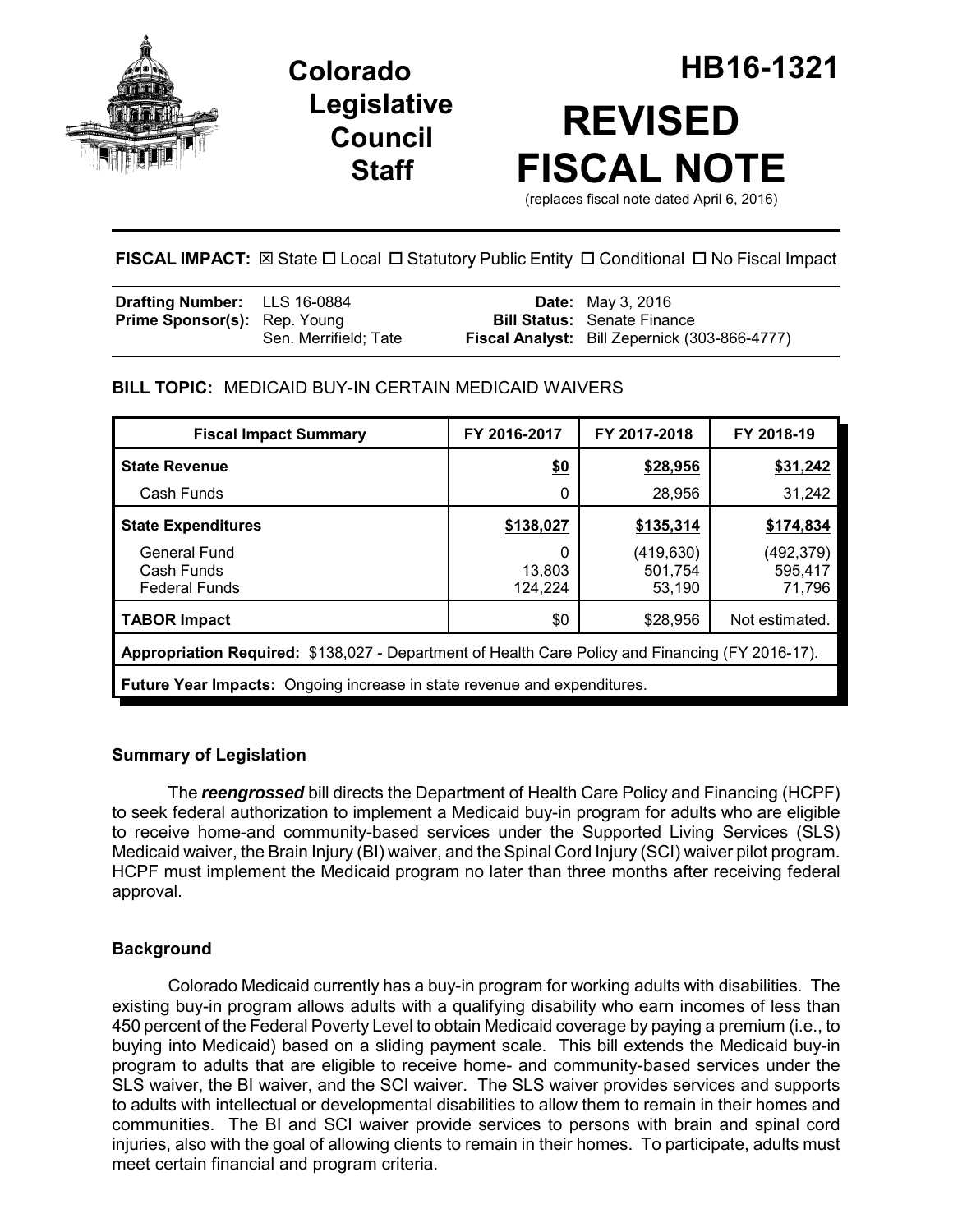# Colorado Legislative Council Staff

# HB16-1321

# REVISED FISCAL NOTE

(replaces fiscal note dated April 6, 2016)

**FISCAL IMPACT:** ☒ State ☐ Local ☐ Statutory Public Entity ☐ Conditional ☐ No Fiscal Impact

| | | | |
|---|---|---|---|
| **Drafting Number:** | LLS 16-0884 | **Date:** | May 3, 2016 |
| **Prime Sponsor(s):** | Rep. Young<br>Sen. Merrifield; Tate | **Bill Status:** | Senate Finance |
| | | **Fiscal Analyst:** | Bill Zepernick (303-866-4777) |

**BILL TOPIC:** MEDICAID BUY-IN CERTAIN MEDICAID WAIVERS

| Fiscal Impact Summary | FY 2016-2017 | FY 2017-2018 | FY 2018-19 |
|---|---|---|---|
| **State Revenue** | **$0** | **$28,956** | **$31,242** |
| Cash Funds | 0 | 28,956 | 31,242 |
| **State Expenditures** | **$138,027** | **$135,314** | **$174,834** |
| General Fund | 0 | (419,630) | (492,379) |
| Cash Funds | 13,803 | 501,754 | 595,417 |
| Federal Funds | 124,224 | 53,190 | 71,796 |
| **TABOR Impact** | $0 | $28,956 | Not estimated. |
| **Appropriation Required:** $138,027 - Department of Health Care Policy and Financing (FY 2016-17). | | | |
| **Future Year Impacts:** Ongoing increase in state revenue and expenditures. | | | |

### Summary of Legislation

The ***reengrossed*** bill directs the Department of Health Care Policy and Financing (HCPF) to seek federal authorization to implement a Medicaid buy-in program for adults who are eligible to receive home-and community-based services under the Supported Living Services (SLS) Medicaid waiver, the Brain Injury (BI) waiver, and the Spinal Cord Injury (SCI) waiver pilot program. HCPF must implement the Medicaid program no later than three months after receiving federal approval.

### Background

Colorado Medicaid currently has a buy-in program for working adults with disabilities. The existing buy-in program allows adults with a qualifying disability who earn incomes of less than 450 percent of the Federal Poverty Level to obtain Medicaid coverage by paying a premium (i.e., to buying into Medicaid) based on a sliding payment scale. This bill extends the Medicaid buy-in program to adults that are eligible to receive home- and community-based services under the SLS waiver, the BI waiver, and the SCI waiver. The SLS waiver provides services and supports to adults with intellectual or developmental disabilities to allow them to remain in their homes and communities. The BI and SCI waiver provide services to persons with brain and spinal cord injuries, also with the goal of allowing clients to remain in their homes. To participate, adults must meet certain financial and program criteria.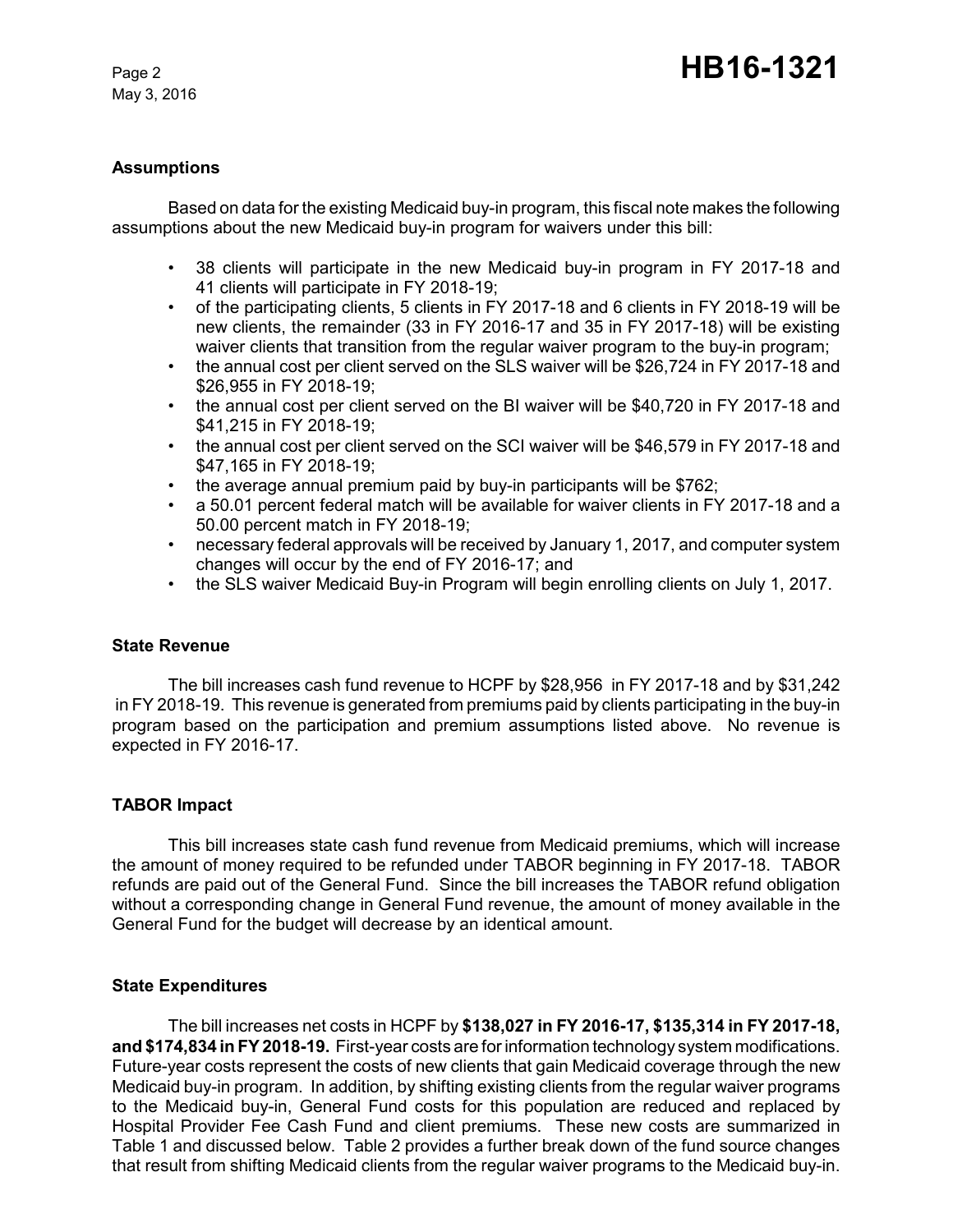### Assumptions

Based on data for the existing Medicaid buy-in program, this fiscal note makes the following assumptions about the new Medicaid buy-in program for waivers under this bill:

- 38 clients will participate in the new Medicaid buy-in program in FY 2017-18 and 41 clients will participate in FY 2018-19;
- of the participating clients, 5 clients in FY 2017-18 and 6 clients in FY 2018-19 will be new clients, the remainder (33 in FY 2016-17 and 35 in FY 2017-18) will be existing waiver clients that transition from the regular waiver program to the buy-in program;
- the annual cost per client served on the SLS waiver will be $26,724 in FY 2017-18 and $26,955 in FY 2018-19;
- the annual cost per client served on the BI waiver will be $40,720 in FY 2017-18 and $41,215 in FY 2018-19;
- the annual cost per client served on the SCI waiver will be $46,579 in FY 2017-18 and $47,165 in FY 2018-19;
- the average annual premium paid by buy-in participants will be $762;
- a 50.01 percent federal match will be available for waiver clients in FY 2017-18 and a 50.00 percent match in FY 2018-19;
- necessary federal approvals will be received by January 1, 2017, and computer system changes will occur by the end of FY 2016-17; and
- the SLS waiver Medicaid Buy-in Program will begin enrolling clients on July 1, 2017.

### State Revenue

The bill increases cash fund revenue to HCPF by $28,956 in FY 2017-18 and by $31,242 in FY 2018-19. This revenue is generated from premiums paid by clients participating in the buy-in program based on the participation and premium assumptions listed above. No revenue is expected in FY 2016-17.

### TABOR Impact

This bill increases state cash fund revenue from Medicaid premiums, which will increase the amount of money required to be refunded under TABOR beginning in FY 2017-18. TABOR refunds are paid out of the General Fund. Since the bill increases the TABOR refund obligation without a corresponding change in General Fund revenue, the amount of money available in the General Fund for the budget will decrease by an identical amount.

### State Expenditures

The bill increases net costs in HCPF by **$138,027 in FY 2016-17, $135,314 in FY 2017-18, and $174,834 in FY 2018-19.** First-year costs are for information technology system modifications. Future-year costs represent the costs of new clients that gain Medicaid coverage through the new Medicaid buy-in program. In addition, by shifting existing clients from the regular waiver programs to the Medicaid buy-in, General Fund costs for this population are reduced and replaced by Hospital Provider Fee Cash Fund and client premiums. These new costs are summarized in Table 1 and discussed below. Table 2 provides a further break down of the fund source changes that result from shifting Medicaid clients from the regular waiver programs to the Medicaid buy-in.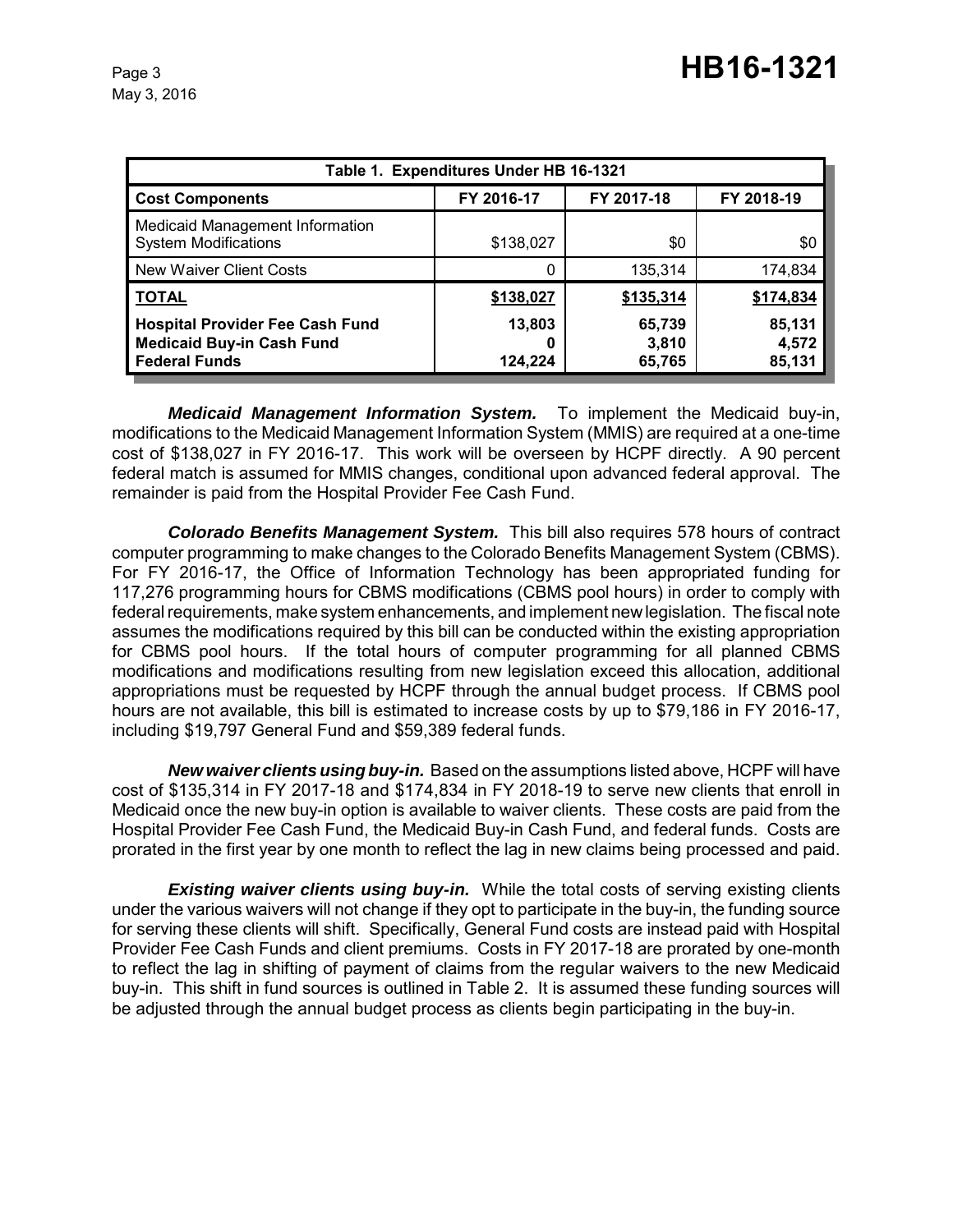| Table 1. Expenditures Under HB 16-1321 | | | |
|---|---|---|---|
| **Cost Components** | **FY 2016-17** | **FY 2017-18** | **FY 2018-19** |
| Medicaid Management Information System Modifications | $138,027 | $0 | $0 |
| New Waiver Client Costs | 0 | 135,314 | 174,834 |
| **TOTAL** | **$138,027** | **$135,314** | **$174,834** |
| **Hospital Provider Fee Cash Fund** | **13,803** | **65,739** | **85,131** |
| **Medicaid Buy-in Cash Fund** | **0** | **3,810** | **4,572** |
| **Federal Funds** | **124,224** | **65,765** | **85,131** |

***Medicaid Management Information System.*** To implement the Medicaid buy-in, modifications to the Medicaid Management Information System (MMIS) are required at a one-time cost of $138,027 in FY 2016-17. This work will be overseen by HCPF directly. A 90 percent federal match is assumed for MMIS changes, conditional upon advanced federal approval. The remainder is paid from the Hospital Provider Fee Cash Fund.

***Colorado Benefits Management System.*** This bill also requires 578 hours of contract computer programming to make changes to the Colorado Benefits Management System (CBMS). For FY 2016-17, the Office of Information Technology has been appropriated funding for 117,276 programming hours for CBMS modifications (CBMS pool hours) in order to comply with federal requirements, make system enhancements, and implement new legislation. The fiscal note assumes the modifications required by this bill can be conducted within the existing appropriation for CBMS pool hours. If the total hours of computer programming for all planned CBMS modifications and modifications resulting from new legislation exceed this allocation, additional appropriations must be requested by HCPF through the annual budget process. If CBMS pool hours are not available, this bill is estimated to increase costs by up to $79,186 in FY 2016-17, including $19,797 General Fund and $59,389 federal funds.

***New waiver clients using buy-in.*** Based on the assumptions listed above, HCPF will have cost of $135,314 in FY 2017-18 and $174,834 in FY 2018-19 to serve new clients that enroll in Medicaid once the new buy-in option is available to waiver clients. These costs are paid from the Hospital Provider Fee Cash Fund, the Medicaid Buy-in Cash Fund, and federal funds. Costs are prorated in the first year by one month to reflect the lag in new claims being processed and paid.

***Existing waiver clients using buy-in.*** While the total costs of serving existing clients under the various waivers will not change if they opt to participate in the buy-in, the funding source for serving these clients will shift. Specifically, General Fund costs are instead paid with Hospital Provider Fee Cash Funds and client premiums. Costs in FY 2017-18 are prorated by one-month to reflect the lag in shifting of payment of claims from the regular waivers to the new Medicaid buy-in. This shift in fund sources is outlined in Table 2. It is assumed these funding sources will be adjusted through the annual budget process as clients begin participating in the buy-in.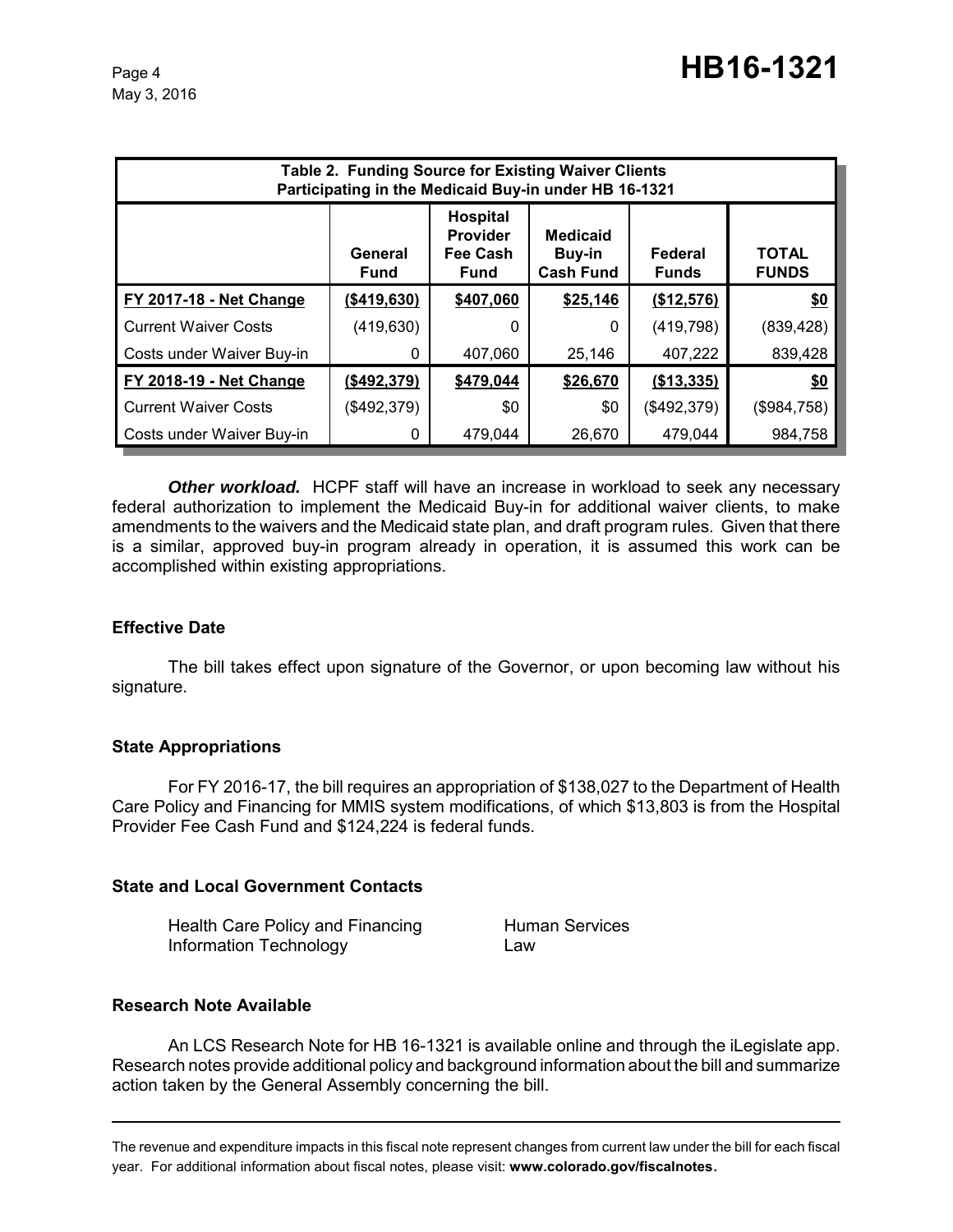| Table 2. Funding Source for Existing Waiver Clients Participating in the Medicaid Buy-in under HB 16-1321 | | | | | |
|---|---|---|---|---|---|
| | General Fund | Hospital Provider Fee Cash Fund | Medicaid Buy-in Cash Fund | Federal Funds | TOTAL FUNDS |
| **FY 2017-18 - Net Change** | **($419,630)** | **$407,060** | **$25,146** | **($12,576)** | **$0** |
| Current Waiver Costs | (419,630) | 0 | 0 | (419,798) | (839,428) |
| Costs under Waiver Buy-in | 0 | 407,060 | 25,146 | 407,222 | 839,428 |
| **FY 2018-19 - Net Change** | **($492,379)** | **$479,044** | **$26,670** | **($13,335)** | **$0** |
| Current Waiver Costs | ($492,379) | $0 | $0 | ($492,379) | ($984,758) |
| Costs under Waiver Buy-in | 0 | 479,044 | 26,670 | 479,044 | 984,758 |

***Other workload.*** HCPF staff will have an increase in workload to seek any necessary federal authorization to implement the Medicaid Buy-in for additional waiver clients, to make amendments to the waivers and the Medicaid state plan, and draft program rules. Given that there is a similar, approved buy-in program already in operation, it is assumed this work can be accomplished within existing appropriations.

### Effective Date

The bill takes effect upon signature of the Governor, or upon becoming law without his signature.

### State Appropriations

For FY 2016-17, the bill requires an appropriation of $138,027 to the Department of Health Care Policy and Financing for MMIS system modifications, of which $13,803 is from the Hospital Provider Fee Cash Fund and $124,224 is federal funds.

### State and Local Government Contacts

Health Care Policy and Financing
Information Technology
Human Services
Law

### Research Note Available

An LCS Research Note for HB 16-1321 is available online and through the iLegislate app. Research notes provide additional policy and background information about the bill and summarize action taken by the General Assembly concerning the bill.

The revenue and expenditure impacts in this fiscal note represent changes from current law under the bill for each fiscal year. For additional information about fiscal notes, please visit: **www.colorado.gov/fiscalnotes.**